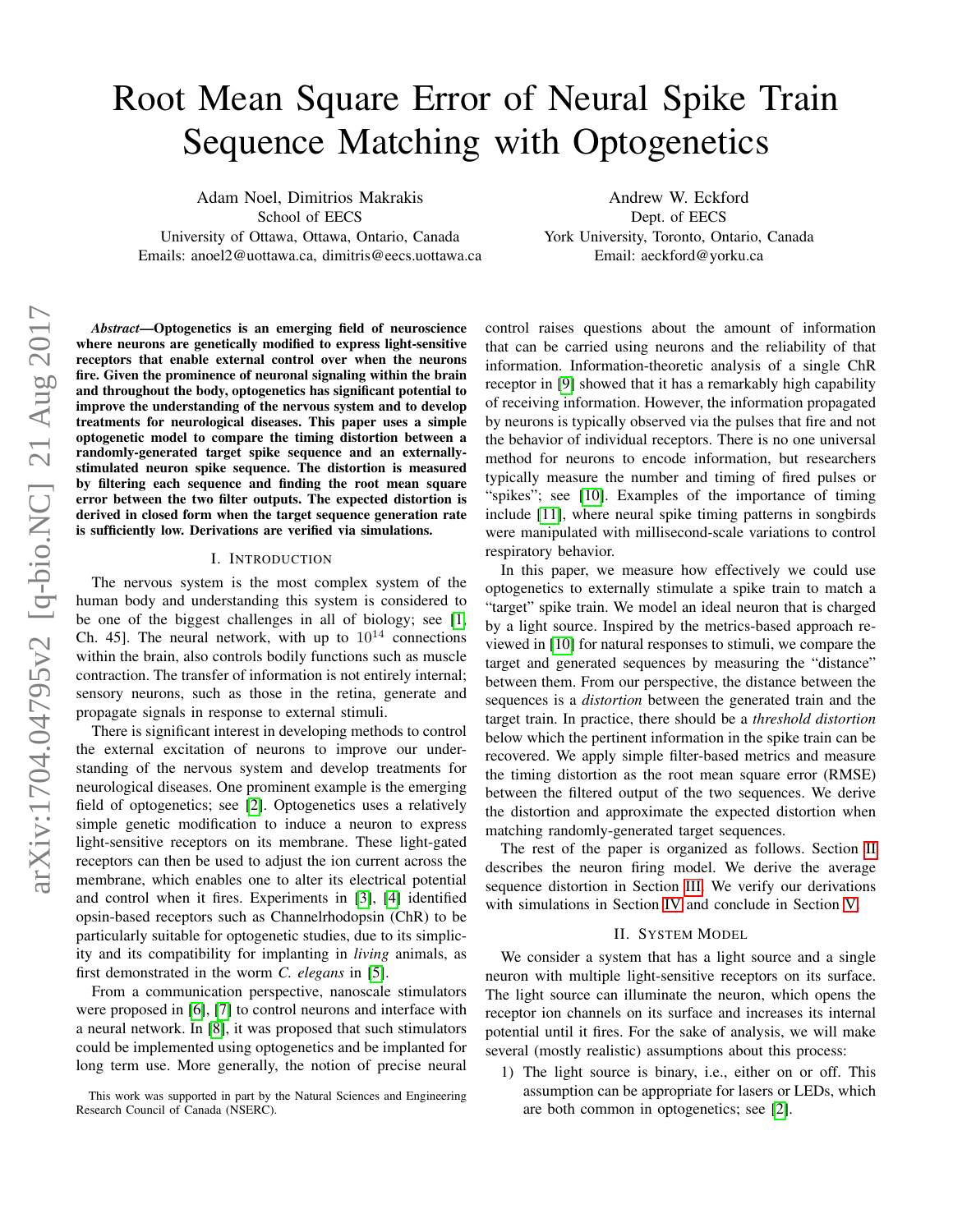# Root Mean Square Error of Neural Spike Train Sequence Matching with Optogenetics

Adam Noel, Dimitrios Makrakis
School of EECS
University of Ottawa, Ottawa, Ontario, Canada
Emails: anoel2@uottawa.ca, dimitris@eecs.uottawa.ca

Andrew W. Eckford
Dept. of EECS
York University, Toronto, Ontario, Canada
Email: aeckford@yorku.ca

***Abstract*—Optogenetics is an emerging field of neuroscience where neurons are genetically modified to express light-sensitive receptors that enable external control over when the neurons fire. Given the prominence of neuronal signaling within the brain and throughout the body, optogenetics has significant potential to improve the understanding of the nervous system and to develop treatments for neurological diseases. This paper uses a simple optogenetic model to compare the timing distortion between a randomly-generated target spike sequence and an externally-stimulated neuron spike sequence. The distortion is measured by filtering each sequence and finding the root mean square error between the two filter outputs. The expected distortion is derived in closed form when the target sequence generation rate is sufficiently low. Derivations are verified via simulations.**

## I. Introduction

The nervous system is the most complex system of the human body and understanding this system is considered to be one of the biggest challenges in all of biology; see [1, Ch. 45]. The neural network, with up to $10^{14}$ connections within the brain, also controls bodily functions such as muscle contraction. The transfer of information is not entirely internal; sensory neurons, such as those in the retina, generate and propagate signals in response to external stimuli.

There is significant interest in developing methods to control the external excitation of neurons to improve our understanding of the nervous system and develop treatments for neurological diseases. One prominent example is the emerging field of optogenetics; see [2]. Optogenetics uses a relatively simple genetic modification to induce a neuron to express light-sensitive receptors on its membrane. These light-gated receptors can then be used to adjust the ion current across the membrane, which enables one to alter its electrical potential and control when it fires. Experiments in [3], [4] identified opsin-based receptors such as Channelrhodopsin (ChR) to be particularly suitable for optogenetic studies, due to its simplicity and its compatibility for implanting in *living* animals, as first demonstrated in the worm *C. elegans* in [5].

From a communication perspective, nanoscale stimulators were proposed in [6], [7] to control neurons and interface with a neural network. In [8], it was proposed that such stimulators could be implemented using optogenetics and be implanted for long term use. More generally, the notion of precise neural control raises questions about the amount of information that can be carried using neurons and the reliability of that information. Information-theoretic analysis of a single ChR receptor in [9] showed that it has a remarkably high capability of receiving information. However, the information propagated by neurons is typically observed via the pulses that fire and not the behavior of individual receptors. There is no one universal method for neurons to encode information, but researchers typically measure the number and timing of fired pulses or "spikes"; see [10]. Examples of the importance of timing include [11], where neural spike timing patterns in songbirds were manipulated with millisecond-scale variations to control respiratory behavior.

In this paper, we measure how effectively we could use optogenetics to externally stimulate a spike train to match a "target" spike train. We model an ideal neuron that is charged by a light source. Inspired by the metrics-based approach reviewed in [10] for natural responses to stimuli, we compare the target and generated sequences by measuring the "distance" between them. From our perspective, the distance between the sequences is a *distortion* between the generated train and the target train. In practice, there should be a *threshold distortion* below which the pertinent information in the spike train can be recovered. We apply simple filter-based metrics and measure the timing distortion as the root mean square error (RMSE) between the filtered output of the two sequences. We derive the distortion and approximate the expected distortion when matching randomly-generated target sequences.

The rest of the paper is organized as follows. Section II describes the neuron firing model. We derive the average sequence distortion in Section III. We verify our derivations with simulations in Section IV and conclude in Section V.

## II. System Model

We consider a system that has a light source and a single neuron with multiple light-sensitive receptors on its surface. The light source can illuminate the neuron, which opens the receptor ion channels on its surface and increases its internal potential until it fires. For the sake of analysis, we will make several (mostly realistic) assumptions about this process:

1) The light source is binary, i.e., either on or off. This assumption can be appropriate for lasers or LEDs, which are both common in optogenetics; see [2].

This work was supported in part by the Natural Sciences and Engineering Research Council of Canada (NSERC).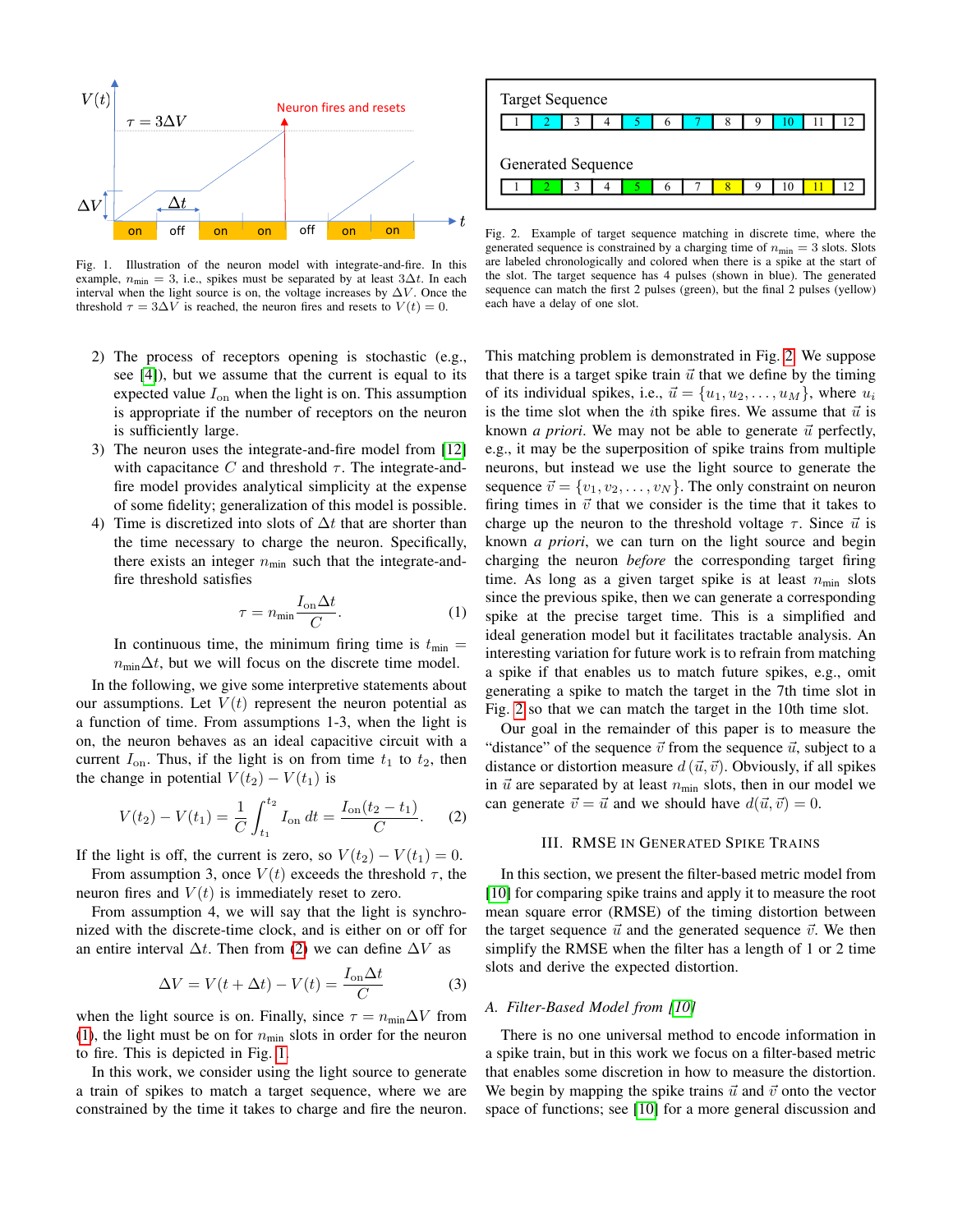Fig. 1. Illustration of the neuron model with integrate-and-fire. In this example, $n_{\min} = 3$, i.e., spikes must be separated by at least $3\Delta t$. In each interval when the light source is on, the voltage increases by $\Delta V$. Once the threshold $\tau = 3\Delta V$ is reached, the neuron fires and resets to $V(t) = 0$.

Fig. 2. Example of target sequence matching in discrete time, where the generated sequence is constrained by a charging time of $n_{\min} = 3$ slots. Slots are labeled chronologically and colored when there is a spike at the start of the slot. The target sequence has 4 pulses (shown in blue). The generated sequence can match the first 2 pulses (green), but the final 2 pulses (yellow) each have a delay of one slot.

2) The process of receptors opening is stochastic (e.g., see [4]), but we assume that the current is equal to its expected value $I_{\text{on}}$ when the light is on. This assumption is appropriate if the number of receptors on the neuron is sufficiently large.
3) The neuron uses the integrate-and-fire model from [12] with capacitance $C$ and threshold $\tau$. The integrate-and-fire model provides analytical simplicity at the expense of some fidelity; generalization of this model is possible.
4) Time is discretized into slots of $\Delta t$ that are shorter than the time necessary to charge the neuron. Specifically, there exists an integer $n_{\min}$ such that the integrate-and-fire threshold satisfies

$$\tau = n_{\min} \frac{I_{\text{on}} \Delta t}{C}. \tag{1}$$

In continuous time, the minimum firing time is $t_{\min} = n_{\min} \Delta t$, but we will focus on the discrete time model.

In the following, we give some interpretive statements about our assumptions. Let $V(t)$ represent the neuron potential as a function of time. From assumptions 1-3, when the light is on, the neuron behaves as an ideal capacitive circuit with a current $I_{\text{on}}$. Thus, if the light is on from time $t_1$ to $t_2$, then the change in potential $V(t_2) - V(t_1)$ is

$$V(t_2) - V(t_1) = \frac{1}{C} \int_{t_1}^{t_2} I_{\text{on}} \, dt = \frac{I_{\text{on}}(t_2 - t_1)}{C}. \tag{2}$$

If the light is off, the current is zero, so $V(t_2) - V(t_1) = 0$.

From assumption 3, once $V(t)$ exceeds the threshold $\tau$, the neuron fires and $V(t)$ is immediately reset to zero.

From assumption 4, we will say that the light is synchronized with the discrete-time clock, and is either on or off for an entire interval $\Delta t$. Then from (2) we can define $\Delta V$ as

$$\Delta V = V(t + \Delta t) - V(t) = \frac{I_{\text{on}} \Delta t}{C} \tag{3}$$

when the light source is on. Finally, since $\tau = n_{\min} \Delta V$ from (1), the light must be on for $n_{\min}$ slots in order for the neuron to fire. This is depicted in Fig. 1.

In this work, we consider using the light source to generate a train of spikes to match a target sequence, where we are constrained by the time it takes to charge and fire the neuron. This matching problem is demonstrated in Fig. 2. We suppose that there is a target spike train $\vec{u}$ that we define by the timing of its individual spikes, i.e., $\vec{u} = \{u_1, u_2, \ldots, u_M\}$, where $u_i$ is the time slot when the $i$th spike fires. We assume that $\vec{u}$ is known *a priori*. We may not be able to generate $\vec{u}$ perfectly, e.g., it may be the superposition of spike trains from multiple neurons, but instead we use the light source to generate the sequence $\vec{v} = \{v_1, v_2, \ldots, v_N\}$. The only constraint on neuron firing times in $\vec{v}$ that we consider is the time that it takes to charge up the neuron to the threshold voltage $\tau$. Since $\vec{u}$ is known *a priori*, we can turn on the light source and begin charging the neuron *before* the corresponding target firing time. As long as a given target spike is at least $n_{\min}$ slots since the previous spike, then we can generate a corresponding spike at the precise target time. This is a simplified and ideal generation model but it facilitates tractable analysis. An interesting variation for future work is to refrain from matching a spike if that enables us to match future spikes, e.g., omit generating a spike to match the target in the 7th time slot in Fig. 2 so that we can match the target in the 10th time slot.

Our goal in the remainder of this paper is to measure the "distance" of the sequence $\vec{v}$ from the sequence $\vec{u}$, subject to a distance or distortion measure $d(\vec{u}, \vec{v})$. Obviously, if all spikes in $\vec{u}$ are separated by at least $n_{\min}$ slots, then in our model we can generate $\vec{v} = \vec{u}$ and we should have $d(\vec{u}, \vec{v}) = 0$.

## III. RMSE in Generated Spike Trains

In this section, we present the filter-based metric model from [10] for comparing spike trains and apply it to measure the root mean square error (RMSE) of the timing distortion between the target sequence $\vec{u}$ and the generated sequence $\vec{v}$. We then simplify the RMSE when the filter has a length of 1 or 2 time slots and derive the expected distortion.

### A. Filter-Based Model from [10]

There is no one universal method to encode information in a spike train, but in this work we focus on a filter-based metric that enables some discretion in how to measure the distortion. We begin by mapping the spike trains $\vec{u}$ and $\vec{v}$ onto the vector space of functions; see [10] for a more general discussion and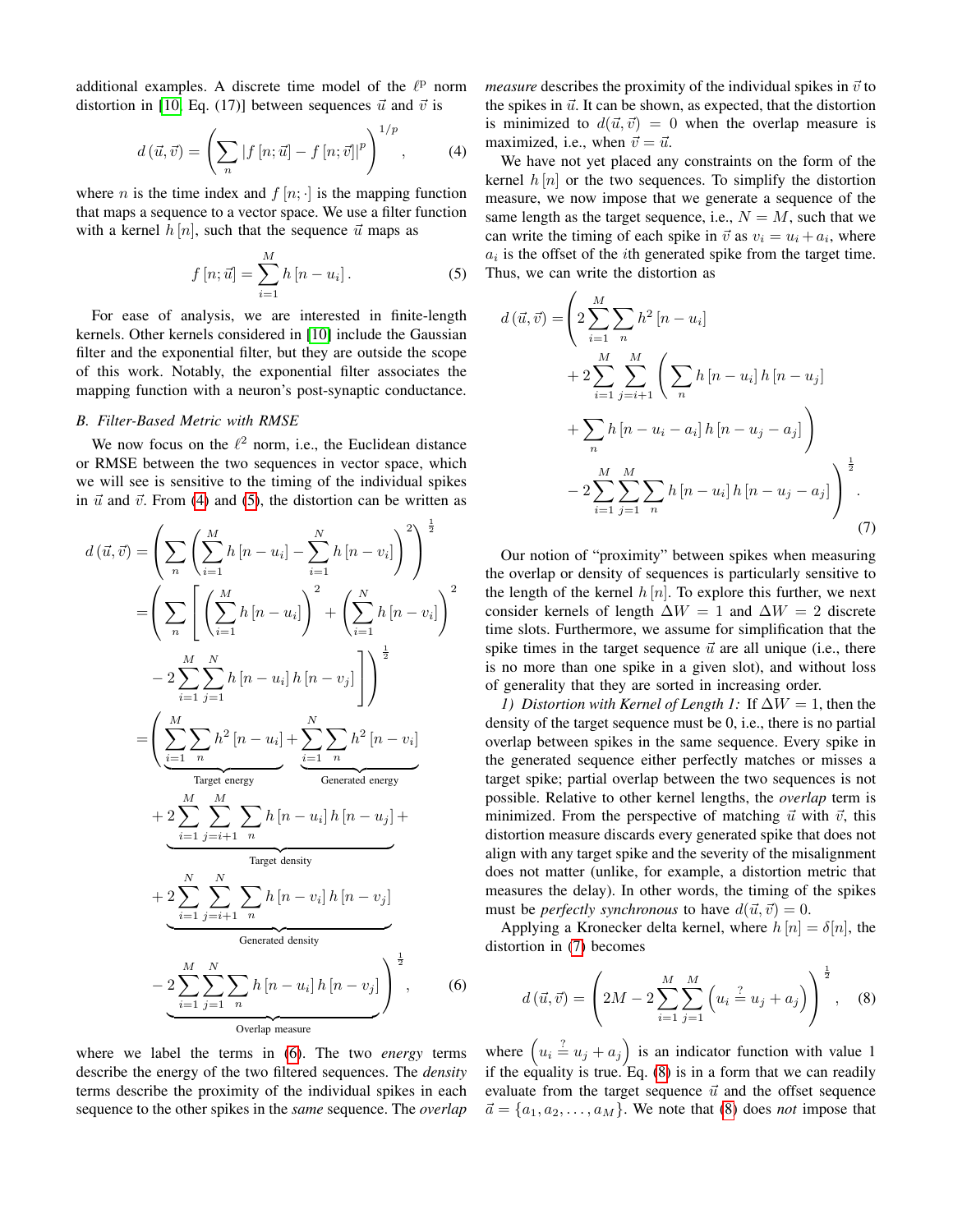additional examples. A discrete time model of the $\ell^p$ norm distortion in [10, Eq. (17)] between sequences $\vec{u}$ and $\vec{v}$ is

$$d\left(\vec{u},\vec{v}\right) = \left(\sum_{n} \left| f\left[n;\vec{u}\right] - f\left[n;\vec{v}\right]\right|^{p}\right)^{1/p}, \tag{4}$$

where $n$ is the time index and $f\left[n;\cdot\right]$ is the mapping function that maps a sequence to a vector space. We use a filter function with a kernel $h\left[n\right]$, such that the sequence $\vec{u}$ maps as

$$f\left[n;\vec{u}\right] = \sum_{i=1}^{M} h\left[n-u_i\right]. \tag{5}$$

For ease of analysis, we are interested in finite-length kernels. Other kernels considered in [10] include the Gaussian filter and the exponential filter, but they are outside the scope of this work. Notably, the exponential filter associates the mapping function with a neuron's post-synaptic conductance.

### B. Filter-Based Metric with RMSE

We now focus on the $\ell^2$ norm, i.e., the Euclidean distance or RMSE between the two sequences in vector space, which we will see is sensitive to the timing of the individual spikes in $\vec{u}$ and $\vec{v}$. From (4) and (5), the distortion can be written as

$$\begin{aligned}
d\left(\vec{u},\vec{v}\right) &= \left(\sum_{n}\left(\sum_{i=1}^{M} h\left[n-u_i\right] - \sum_{i=1}^{N} h\left[n-v_i\right]\right)^{2}\right)^{\frac{1}{2}} \\
&= \left(\sum_{n}\left[\left(\sum_{i=1}^{M} h\left[n-u_i\right]\right)^{2} + \left(\sum_{i=1}^{N} h\left[n-v_i\right]\right)^{2} \right.\right. \\
&\quad \left.\left. - 2\sum_{i=1}^{M}\sum_{j=1}^{N} h\left[n-u_i\right] h\left[n-v_j\right]\right]\right)^{\frac{1}{2}} \\
&= \left(\underbrace{\sum_{i=1}^{M}\sum_{n} h^2\left[n-u_i\right]}_{\text{Target energy}} + \underbrace{\sum_{i=1}^{N}\sum_{n} h^2\left[n-v_i\right]}_{\text{Generated energy}} \right. \\
&\quad + \underbrace{2\sum_{i=1}^{M}\sum_{j=i+1}^{M}\sum_{n} h\left[n-u_i\right] h\left[n-u_j\right]}_{\text{Target density}} + \\
&\quad + \underbrace{2\sum_{i=1}^{N}\sum_{j=i+1}^{N}\sum_{n} h\left[n-v_i\right] h\left[n-v_j\right]}_{\text{Generated density}} \\
&\quad \left. \underbrace{- 2\sum_{i=1}^{M}\sum_{j=1}^{N}\sum_{n} h\left[n-u_i\right] h\left[n-v_j\right]}_{\text{Overlap measure}}\right)^{\frac{1}{2}},
\end{aligned} \tag{6}$$

where we label the terms in (6). The two *energy* terms describe the energy of the two filtered sequences. The *density* terms describe the proximity of the individual spikes in each sequence to the other spikes in the *same* sequence. The *overlap measure* describes the proximity of the individual spikes in $\vec{v}$ to the spikes in $\vec{u}$. It can be shown, as expected, that the distortion is minimized to $d(\vec{u},\vec{v}) = 0$ when the overlap measure is maximized, i.e., when $\vec{v} = \vec{u}$.

We have not yet placed any constraints on the form of the kernel $h\left[n\right]$ or the two sequences. To simplify the distortion measure, we now impose that we generate a sequence of the same length as the target sequence, i.e., $N = M$, such that we can write the timing of each spike in $\vec{v}$ as $v_i = u_i + a_i$, where $a_i$ is the offset of the $i$th generated spike from the target time. Thus, we can write the distortion as

$$\begin{aligned}
d\left(\vec{u},\vec{v}\right) = &\left(2\sum_{i=1}^{M}\sum_{n} h^2\left[n-u_i\right]\right. \\
&+ 2\sum_{i=1}^{M}\sum_{j=i+1}^{M}\left(\sum_{n} h\left[n-u_i\right] h\left[n-u_j\right]\right. \\
&\left. + \sum_{n} h\left[n-u_i-a_i\right] h\left[n-u_j-a_j\right]\right) \\
&\left. - 2\sum_{i=1}^{M}\sum_{j=1}^{M}\sum_{n} h\left[n-u_i\right] h\left[n-u_j-a_j\right]\right)^{\frac{1}{2}}.
\end{aligned} \tag{7}$$

Our notion of "proximity" between spikes when measuring the overlap or density of sequences is particularly sensitive to the length of the kernel $h\left[n\right]$. To explore this further, we next consider kernels of length $\Delta W = 1$ and $\Delta W = 2$ discrete time slots. Furthermore, we assume for simplification that the spike times in the target sequence $\vec{u}$ are all unique (i.e., there is no more than one spike in a given slot), and without loss of generality that they are sorted in increasing order.

*1) Distortion with Kernel of Length 1:* If $\Delta W = 1$, then the density of the target sequence must be 0, i.e., there is no partial overlap between spikes in the same sequence. Every spike in the generated sequence either perfectly matches or misses a target spike; partial overlap between the two sequences is not possible. Relative to other kernel lengths, the *overlap* term is minimized. From the perspective of matching $\vec{u}$ with $\vec{v}$, this distortion measure discards every generated spike that does not align with any target spike and the severity of the misalignment does not matter (unlike, for example, a distortion metric that measures the delay). In other words, the timing of the spikes must be *perfectly synchronous* to have $d(\vec{u},\vec{v}) = 0$.

Applying a Kronecker delta kernel, where $h\left[n\right] = \delta[n]$, the distortion in (7) becomes

$$d\left(\vec{u},\vec{v}\right) = \left(2M - 2\sum_{i=1}^{M}\sum_{j=1}^{M}\left(u_i \stackrel{?}{=} u_j + a_j\right)\right)^{\frac{1}{2}}, \tag{8}$$

where $\left(u_i \stackrel{?}{=} u_j + a_j\right)$ is an indicator function with value 1 if the equality is true. Eq. (8) is in a form that we can readily evaluate from the target sequence $\vec{u}$ and the offset sequence $\vec{a} = \{a_1, a_2, \ldots, a_M\}$. We note that (8) does *not* impose that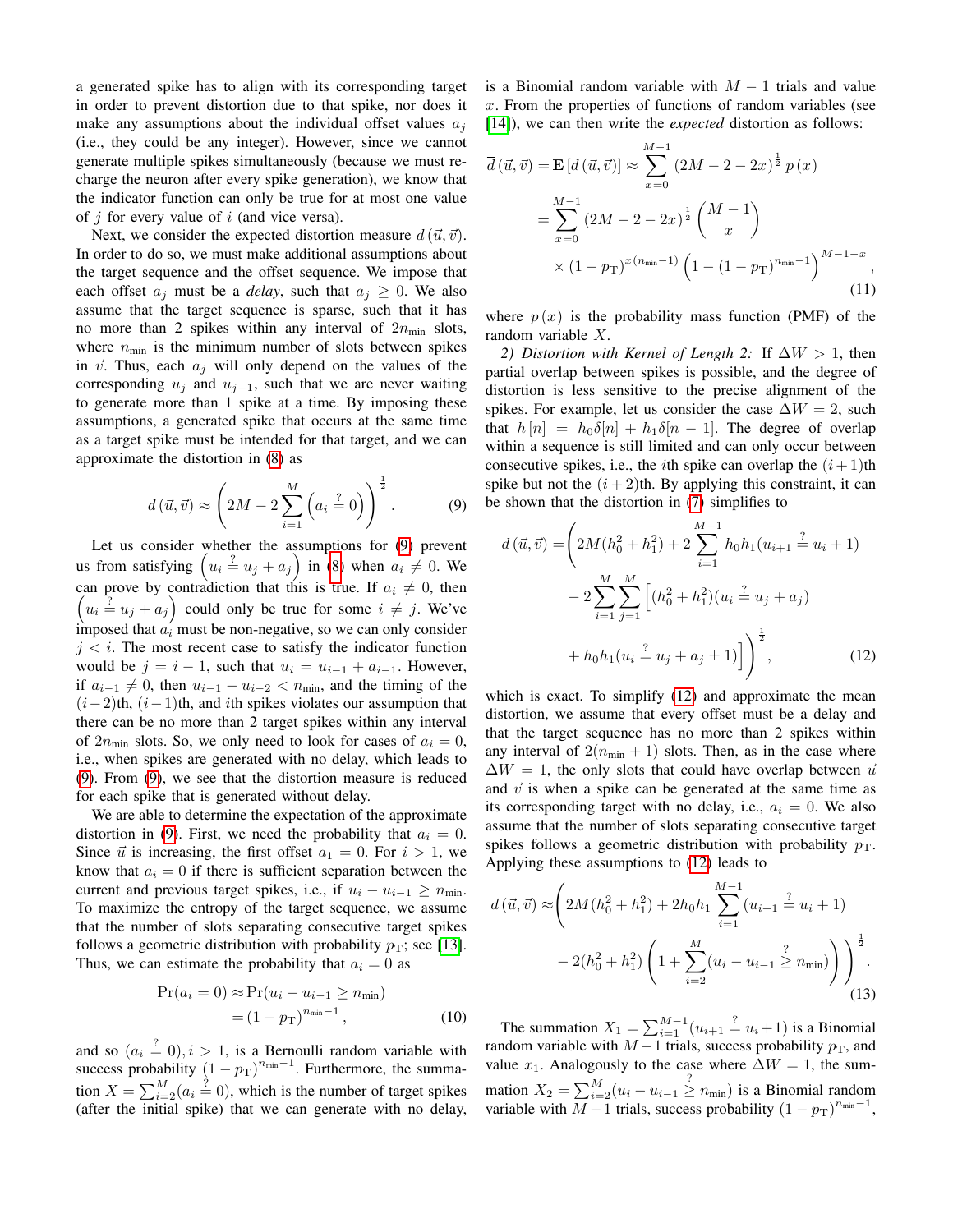a generated spike has to align with its corresponding target in order to prevent distortion due to that spike, nor does it make any assumptions about the individual offset values $a_j$ (i.e., they could be any integer). However, since we cannot generate multiple spikes simultaneously (because we must recharge the neuron after every spike generation), we know that the indicator function can only be true for at most one value of $j$ for every value of $i$ (and vice versa).

Next, we consider the expected distortion measure $d(\vec{u}, \vec{v})$. In order to do so, we must make additional assumptions about the target sequence and the offset sequence. We impose that each offset $a_j$ must be a *delay*, such that $a_j \geq 0$. We also assume that the target sequence is sparse, such that it has no more than 2 spikes within any interval of $2n_{\text{min}}$ slots, where $n_{\text{min}}$ is the minimum number of slots between spikes in $\vec{v}$. Thus, each $a_j$ will only depend on the values of the corresponding $u_j$ and $u_{j-1}$, such that we are never waiting to generate more than 1 spike at a time. By imposing these assumptions, a generated spike that occurs at the same time as a target spike must be intended for that target, and we can approximate the distortion in (8) as

$$d(\vec{u}, \vec{v}) \approx \left( 2M - 2\sum_{i=1}^{M} \left( a_i \stackrel{?}{=} 0 \right) \right)^{\frac{1}{2}}. \tag{9}$$

Let us consider whether the assumptions for (9) prevent us from satisfying $\left( u_i \stackrel{?}{=} u_j + a_j \right)$ in (8) when $a_i \neq 0$. We can prove by contradiction that this is true. If $a_i \neq 0$, then $\left( u_i \stackrel{?}{=} u_j + a_j \right)$ could only be true for some $i \neq j$. We've imposed that $a_i$ must be non-negative, so we can only consider $j < i$. The most recent case to satisfy the indicator function would be $j = i-1$, such that $u_i = u_{i-1} + a_{i-1}$. However, if $a_{i-1} \neq 0$, then $u_{i-1} - u_{i-2} < n_{\text{min}}$, and the timing of the $(i-2)$th, $(i-1)$th, and $i$th spikes violates our assumption that there can be no more than 2 target spikes within any interval of $2n_{\text{min}}$ slots. So, we only need to look for cases of $a_i = 0$, i.e., when spikes are generated with no delay, which leads to (9). From (9), we see that the distortion measure is reduced for each spike that is generated without delay.

We are able to determine the expectation of the approximate distortion in (9). First, we need the probability that $a_i = 0$. Since $\vec{u}$ is increasing, the first offset $a_1 = 0$. For $i > 1$, we know that $a_i = 0$ if there is sufficient separation between the current and previous target spikes, i.e., if $u_i - u_{i-1} \geq n_{\text{min}}$. To maximize the entropy of the target sequence, we assume that the number of slots separating consecutive target spikes follows a geometric distribution with probability $p_{\text{T}}$; see [13]. Thus, we can estimate the probability that $a_i = 0$ as

$$\begin{aligned} \Pr(a_i = 0) &\approx \Pr(u_i - u_{i-1} \geq n_{\text{min}}) \\ &= (1 - p_{\text{T}})^{n_{\text{min}} - 1}, \end{aligned} \tag{10}$$

and so $(a_i \stackrel{?}{=} 0), i > 1$, is a Bernoulli random variable with success probability $(1 - p_{\text{T}})^{n_{\text{min}}-1}$. Furthermore, the summation $X = \sum_{i=2}^{M} (a_i \stackrel{?}{=} 0)$, which is the number of target spikes (after the initial spike) that we can generate with no delay, is a Binomial random variable with $M-1$ trials and value $x$. From the properties of functions of random variables (see [14]), we can then write the *expected* distortion as follows:

$$\begin{aligned} \overline{d}(\vec{u}, \vec{v}) = \mathbf{E}\left[ d(\vec{u}, \vec{v}) \right] &\approx \sum_{x=0}^{M-1} (2M - 2 - 2x)^{\frac{1}{2}} p(x) \\ &= \sum_{x=0}^{M-1} (2M - 2 - 2x)^{\frac{1}{2}} \binom{M-1}{x} \\ &\quad \times (1 - p_{\text{T}})^{x(n_{\text{min}}-1)} \left( 1 - (1 - p_{\text{T}})^{n_{\text{min}}-1} \right)^{M-1-x}, \end{aligned} \tag{11}$$

where $p(x)$ is the probability mass function (PMF) of the random variable $X$.

*2) Distortion with Kernel of Length 2:* If $\Delta W > 1$, then partial overlap between spikes is possible, and the degree of distortion is less sensitive to the precise alignment of the spikes. For example, let us consider the case $\Delta W = 2$, such that $h[n] = h_0 \delta[n] + h_1 \delta[n-1]$. The degree of overlap within a sequence is still limited and can only occur between consecutive spikes, i.e., the $i$th spike can overlap the $(i+1)$th spike but not the $(i+2)$th. By applying this constraint, it can be shown that the distortion in (7) simplifies to

$$\begin{aligned} d(\vec{u}, \vec{v}) = \Bigg( & 2M(h_0^2 + h_1^2) + 2\sum_{i=1}^{M-1} h_0 h_1 (u_{i+1} \stackrel{?}{=} u_i + 1) \\ & - 2\sum_{i=1}^{M}\sum_{j=1}^{M} \Big[ (h_0^2 + h_1^2)(u_i \stackrel{?}{=} u_j + a_j) \\ & + h_0 h_1 (u_i \stackrel{?}{=} u_j + a_j \pm 1) \Big] \Bigg)^{\frac{1}{2}}, \end{aligned} \tag{12}$$

which is exact. To simplify (12) and approximate the mean distortion, we assume that every offset must be a delay and that the target sequence has no more than 2 spikes within any interval of $2(n_{\text{min}} + 1)$ slots. Then, as in the case where $\Delta W = 1$, the only slots that could have overlap between $\vec{u}$ and $\vec{v}$ is when a spike can be generated at the same time as its corresponding target with no delay, i.e., $a_i = 0$. We also assume that the number of slots separating consecutive target spikes follows a geometric distribution with probability $p_{\text{T}}$. Applying these assumptions to (12) leads to

$$\begin{aligned} d(\vec{u}, \vec{v}) \approx \Bigg( & 2M(h_0^2 + h_1^2) + 2h_0 h_1 \sum_{i=1}^{M-1} (u_{i+1} \stackrel{?}{=} u_i + 1) \\ & - 2(h_0^2 + h_1^2) \left( 1 + \sum_{i=2}^{M} (u_i - u_{i-1} \stackrel{?}{\geq} n_{\text{min}}) \right) \Bigg)^{\frac{1}{2}}. \end{aligned} \tag{13}$$

The summation $X_1 = \sum_{i=1}^{M-1} (u_{i+1} \stackrel{?}{=} u_i + 1)$ is a Binomial random variable with $M-1$ trials, success probability $p_{\text{T}}$, and value $x_1$. Analogously to the case where $\Delta W = 1$, the summation $X_2 = \sum_{i=2}^{M} (u_i - u_{i-1} \stackrel{?}{\geq} n_{\text{min}})$ is a Binomial random variable with $M-1$ trials, success probability $(1 - p_{\text{T}})^{n_{\text{min}}-1}$,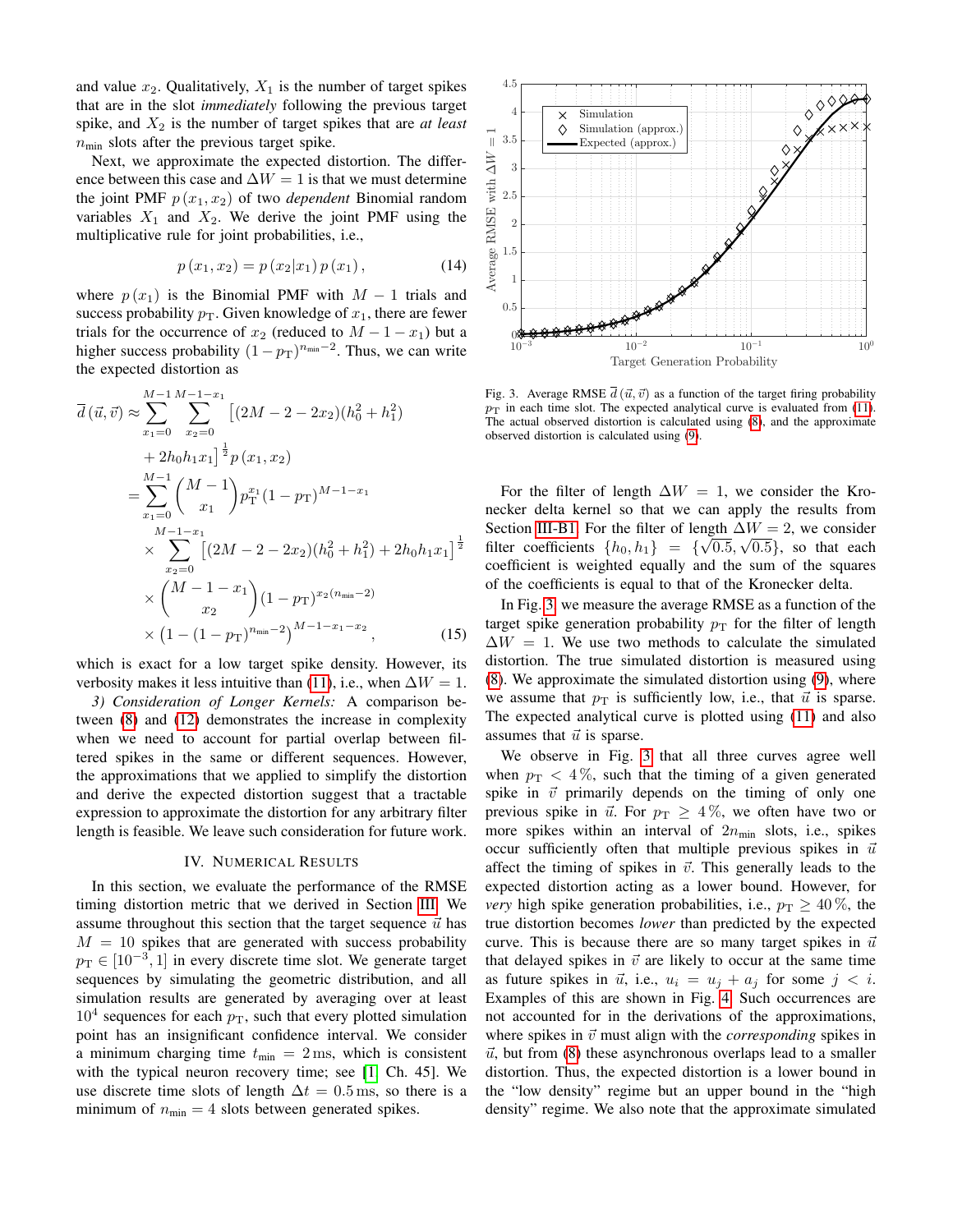and value $x_2$. Qualitatively, $X_1$ is the number of target spikes that are in the slot *immediately* following the previous target spike, and $X_2$ is the number of target spikes that are *at least* $n_{\min}$ slots after the previous target spike.

Next, we approximate the expected distortion. The difference between this case and $\Delta W = 1$ is that we must determine the joint PMF $p(x_1, x_2)$ of two *dependent* Binomial random variables $X_1$ and $X_2$. We derive the joint PMF using the multiplicative rule for joint probabilities, i.e.,

$$p(x_1, x_2) = p(x_2|x_1)\, p(x_1), \tag{14}$$

where $p(x_1)$ is the Binomial PMF with $M-1$ trials and success probability $p_{\mathrm{T}}$. Given knowledge of $x_1$, there are fewer trials for the occurrence of $x_2$ (reduced to $M-1-x_1$) but a higher success probability $(1-p_{\mathrm{T}})^{n_{\min}-2}$. Thus, we can write the expected distortion as

$$\begin{aligned}
\overline{d}(\vec{u},\vec{v}) \approx& \sum_{x_1=0}^{M-1}\sum_{x_2=0}^{M-1-x_1} \big[(2M-2-2x_2)(h_0^2+h_1^2) \\
&+ 2h_0h_1x_1\big]^{\frac{1}{2}} p(x_1,x_2) \\
=& \sum_{x_1=0}^{M-1}\binom{M-1}{x_1} p_{\mathrm{T}}^{x_1}(1-p_{\mathrm{T}})^{M-1-x_1} \\
&\times \sum_{x_2=0}^{M-1-x_1}\big[(2M-2-2x_2)(h_0^2+h_1^2)+2h_0h_1x_1\big]^{\frac{1}{2}} \\
&\times \binom{M-1-x_1}{x_2}(1-p_{\mathrm{T}})^{x_2(n_{\min}-2)} \\
&\times \left(1-(1-p_{\mathrm{T}})^{n_{\min}-2}\right)^{M-1-x_1-x_2},
\end{aligned} \tag{15}$$

which is exact for a low target spike density. However, its verbosity makes it less intuitive than (11), i.e., when $\Delta W = 1$.

*3) Consideration of Longer Kernels:* A comparison between (8) and (12) demonstrates the increase in complexity when we need to account for partial overlap between filtered spikes in the same or different sequences. However, the approximations that we applied to simplify the distortion and derive the expected distortion suggest that a tractable expression to approximate the distortion for any arbitrary filter length is feasible. We leave such consideration for future work.

## IV. Numerical Results

In this section, we evaluate the performance of the RMSE timing distortion metric that we derived in Section III. We assume throughout this section that the target sequence $\vec{u}$ has $M = 10$ spikes that are generated with success probability $p_{\mathrm{T}} \in [10^{-3}, 1]$ in every discrete time slot. We generate target sequences by simulating the geometric distribution, and all simulation results are generated by averaging over at least $10^4$ sequences for each $p_{\mathrm{T}}$, such that every plotted simulation point has an insignificant confidence interval. We consider a minimum charging time $t_{\min} = 2\,\mathrm{ms}$, which is consistent with the typical neuron recovery time; see [1, Ch. 45]. We use discrete time slots of length $\Delta t = 0.5\,\mathrm{ms}$, so there is a minimum of $n_{\min} = 4$ slots between generated spikes.

Fig. 3. Average RMSE $\overline{d}(\vec{u},\vec{v})$ as a function of the target firing probability $p_{\mathrm{T}}$ in each time slot. The expected analytical curve is evaluated from (11). The actual observed distortion is calculated using (8), and the approximate observed distortion is calculated using (9).

For the filter of length $\Delta W = 1$, we consider the Kronecker delta kernel so that we can apply the results from Section III-B1. For the filter of length $\Delta W = 2$, we consider filter coefficients $\{h_0, h_1\} = \{\sqrt{0.5}, \sqrt{0.5}\}$, so that each coefficient is weighted equally and the sum of the squares of the coefficients is equal to that of the Kronecker delta.

In Fig. 3, we measure the average RMSE as a function of the target spike generation probability $p_{\mathrm{T}}$ for the filter of length $\Delta W = 1$. We use two methods to calculate the simulated distortion. The true simulated distortion is measured using (8). We approximate the simulated distortion using (9), where we assume that $p_{\mathrm{T}}$ is sufficiently low, i.e., that $\vec{u}$ is sparse. The expected analytical curve is plotted using (11) and also assumes that $\vec{u}$ is sparse.

We observe in Fig. 3 that all three curves agree well when $p_{\mathrm{T}} < 4\,\%$, such that the timing of a given generated spike in $\vec{v}$ primarily depends on the timing of only one previous spike in $\vec{u}$. For $p_{\mathrm{T}} \geq 4\,\%$, we often have two or more spikes within an interval of $2n_{\min}$ slots, i.e., spikes occur sufficiently often that multiple previous spikes in $\vec{u}$ affect the timing of spikes in $\vec{v}$. This generally leads to the expected distortion acting as a lower bound. However, for *very* high spike generation probabilities, i.e., $p_{\mathrm{T}} \geq 40\,\%$, the true distortion becomes *lower* than predicted by the expected curve. This is because there are so many target spikes in $\vec{u}$ that delayed spikes in $\vec{v}$ are likely to occur at the same time as future spikes in $\vec{u}$, i.e., $u_i = u_j + a_j$ for some $j < i$. Examples of this are shown in Fig. 4. Such occurrences are not accounted for in the derivations of the approximations, where spikes in $\vec{v}$ must align with the *corresponding* spikes in $\vec{u}$, but from (8) these asynchronous overlaps lead to a smaller distortion. Thus, the expected distortion is a lower bound in the "low density" regime but an upper bound in the "high density" regime. We also note that the approximate simulated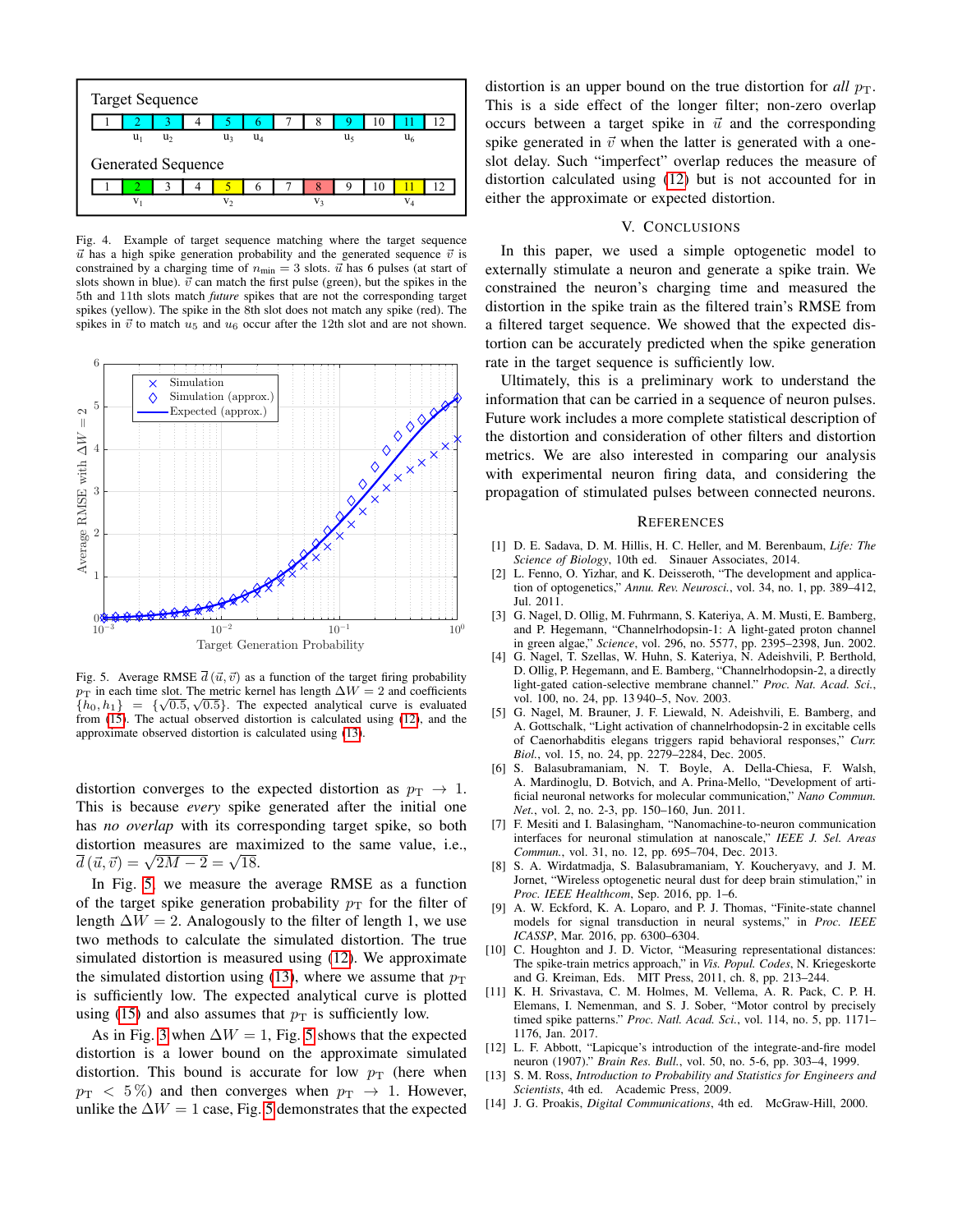Target Sequence

| 1 | 2 | 3 | 4 | 5 | 6 | 7 | 8 | 9 | 10 | 11 | 12 |
|---|---|---|---|---|---|---|---|---|---|---|---|
| | $u_1$ | $u_2$ | | $u_3$ | $u_4$ | | | $u_5$ | | $u_6$ | |

Generated Sequence

| 1 | 2 | 3 | 4 | 5 | 6 | 7 | 8 | 9 | 10 | 11 | 12 |
|---|---|---|---|---|---|---|---|---|---|---|---|
| | $v_1$ | | | $v_2$ | | | $v_3$ | | | $v_4$ | |

Fig. 4. Example of target sequence matching where the target sequence $\vec{u}$ has a high spike generation probability and the generated sequence $\vec{v}$ is constrained by a charging time of $n_{\min} = 3$ slots. $\vec{u}$ has 6 pulses (at start of slots shown in blue). $\vec{v}$ can match the first pulse (green), but the spikes in the 5th and 11th slots match *future* spikes that are not the corresponding target spikes (yellow). The spike in the 8th slot does not match any spike (red). The spikes in $\vec{v}$ to match $u_5$ and $u_6$ occur after the 12th slot and are not shown.

Average RMSE with $\Delta W = 2$

Target Generation Probability

Simulation
Simulation (approx.)
Expected (approx.)

0
1
2
3
4
5
6

$10^{-3}$
$10^{-2}$
$10^{-1}$
$10^{0}$

Fig. 5. Average RMSE $\overline{d}\,(\vec{u}, \vec{v})$ as a function of the target firing probability $p_{\mathrm{T}}$ in each time slot. The metric kernel has length $\Delta W = 2$ and coefficients $\{h_0, h_1\} = \{\sqrt{0.5}, \sqrt{0.5}\}$. The expected analytical curve is evaluated from (15). The actual observed distortion is calculated using (12), and the approximate observed distortion is calculated using (13).

distortion converges to the expected distortion as $p_{\mathrm{T}} \to 1$. This is because *every* spike generated after the initial one has *no overlap* with its corresponding target spike, so both distortion measures are maximized to the same value, i.e., $\overline{d}\,(\vec{u}, \vec{v}) = \sqrt{2M - 2} = \sqrt{18}$.

In Fig. 5, we measure the average RMSE as a function of the target spike generation probability $p_{\mathrm{T}}$ for the filter of length $\Delta W = 2$. Analogously to the filter of length 1, we use two methods to calculate the simulated distortion. The true simulated distortion is measured using (12). We approximate the simulated distortion using (13), where we assume that $p_{\mathrm{T}}$ is sufficiently low. The expected analytical curve is plotted using (15) and also assumes that $p_{\mathrm{T}}$ is sufficiently low.

As in Fig. 3 when $\Delta W = 1$, Fig. 5 shows that the expected distortion is a lower bound on the approximate simulated distortion. This bound is accurate for low $p_{\mathrm{T}}$ (here when $p_{\mathrm{T}} < 5\,\%$) and then converges when $p_{\mathrm{T}} \to 1$. However, unlike the $\Delta W = 1$ case, Fig. 5 demonstrates that the expected distortion is an upper bound on the true distortion for *all* $p_{\mathrm{T}}$. This is a side effect of the longer filter; non-zero overlap occurs between a target spike in $\vec{u}$ and the corresponding spike generated in $\vec{v}$ when the latter is generated with a one-slot delay. Such "imperfect" overlap reduces the measure of distortion calculated using (12) but is not accounted for in either the approximate or expected distortion.

## V. Conclusions

In this paper, we used a simple optogenetic model to externally stimulate a neuron and generate a spike train. We constrained the neuron's charging time and measured the distortion in the spike train as the filtered train's RMSE from a filtered target sequence. We showed that the expected distortion can be accurately predicted when the spike generation rate in the target sequence is sufficiently low.

Ultimately, this is a preliminary work to understand the information that can be carried in a sequence of neuron pulses. Future work includes a more complete statistical description of the distortion and consideration of other filters and distortion metrics. We are also interested in comparing our analysis with experimental neuron firing data, and considering the propagation of stimulated pulses between connected neurons.

## References

[1] D. E. Sadava, D. M. Hillis, H. C. Heller, and M. Berenbaum, *Life: The Science of Biology*, 10th ed. Sinauer Associates, 2014.

[2] L. Fenno, O. Yizhar, and K. Deisseroth, "The development and application of optogenetics," *Annu. Rev. Neurosci.*, vol. 34, no. 1, pp. 389–412, Jul. 2011.

[3] G. Nagel, D. Ollig, M. Fuhrmann, S. Kateriya, A. M. Musti, E. Bamberg, and P. Hegemann, "Channelrhodopsin-1: A light-gated proton channel in green algae," *Science*, vol. 296, no. 5577, pp. 2395–2398, Jun. 2002.

[4] G. Nagel, T. Szellas, W. Huhn, S. Kateriya, N. Adeishvili, P. Berthold, D. Ollig, P. Hegemann, and E. Bamberg, "Channelrhodopsin-2, a directly light-gated cation-selective membrane channel." *Proc. Nat. Acad. Sci.*, vol. 100, no. 24, pp. 13 940–5, Nov. 2003.

[5] G. Nagel, M. Brauner, J. F. Liewald, N. Adeishvili, E. Bamberg, and A. Gottschalk, "Light activation of channelrhodopsin-2 in excitable cells of Caenorhabditis elegans triggers rapid behavioral responses," *Curr. Biol.*, vol. 15, no. 24, pp. 2279–2284, Dec. 2005.

[6] S. Balasubramaniam, N. T. Boyle, A. Della-Chiesa, F. Walsh, A. Mardinoglu, D. Botvich, and A. Prina-Mello, "Development of artificial neuronal networks for molecular communication," *Nano Commun. Net.*, vol. 2, no. 2-3, pp. 150–160, Jun. 2011.

[7] F. Mesiti and I. Balasingham, "Nanomachine-to-neuron communication interfaces for neuronal stimulation at nanoscale," *IEEE J. Sel. Areas Commun.*, vol. 31, no. 12, pp. 695–704, Dec. 2013.

[8] S. A. Wirdatmadja, S. Balasubramaniam, Y. Koucheryavy, and J. M. Jornet, "Wireless optogenetic neural dust for deep brain stimulation," in *Proc. IEEE Healthcom*, Sep. 2016, pp. 1–6.

[9] A. W. Eckford, K. A. Loparo, and P. J. Thomas, "Finite-state channel models for signal transduction in neural systems," in *Proc. IEEE ICASSP*, Mar. 2016, pp. 6300–6304.

[10] C. Houghton and J. D. Victor, "Measuring representational distances: The spike-train metrics approach," in *Vis. Popul. Codes*, N. Kriegeskorte and G. Kreiman, Eds. MIT Press, 2011, ch. 8, pp. 213–244.

[11] K. H. Srivastava, C. M. Holmes, M. Vellema, A. R. Pack, C. P. H. Elemans, I. Nemenman, and S. J. Sober, "Motor control by precisely timed spike patterns." *Proc. Natl. Acad. Sci.*, vol. 114, no. 5, pp. 1171–1176, Jan. 2017.

[12] L. F. Abbott, "Lapicque's introduction of the integrate-and-fire model neuron (1907)." *Brain Res. Bull.*, vol. 50, no. 5-6, pp. 303–4, 1999.

[13] S. M. Ross, *Introduction to Probability and Statistics for Engineers and Scientists*, 4th ed. Academic Press, 2009.

[14] J. G. Proakis, *Digital Communications*, 4th ed. McGraw-Hill, 2000.